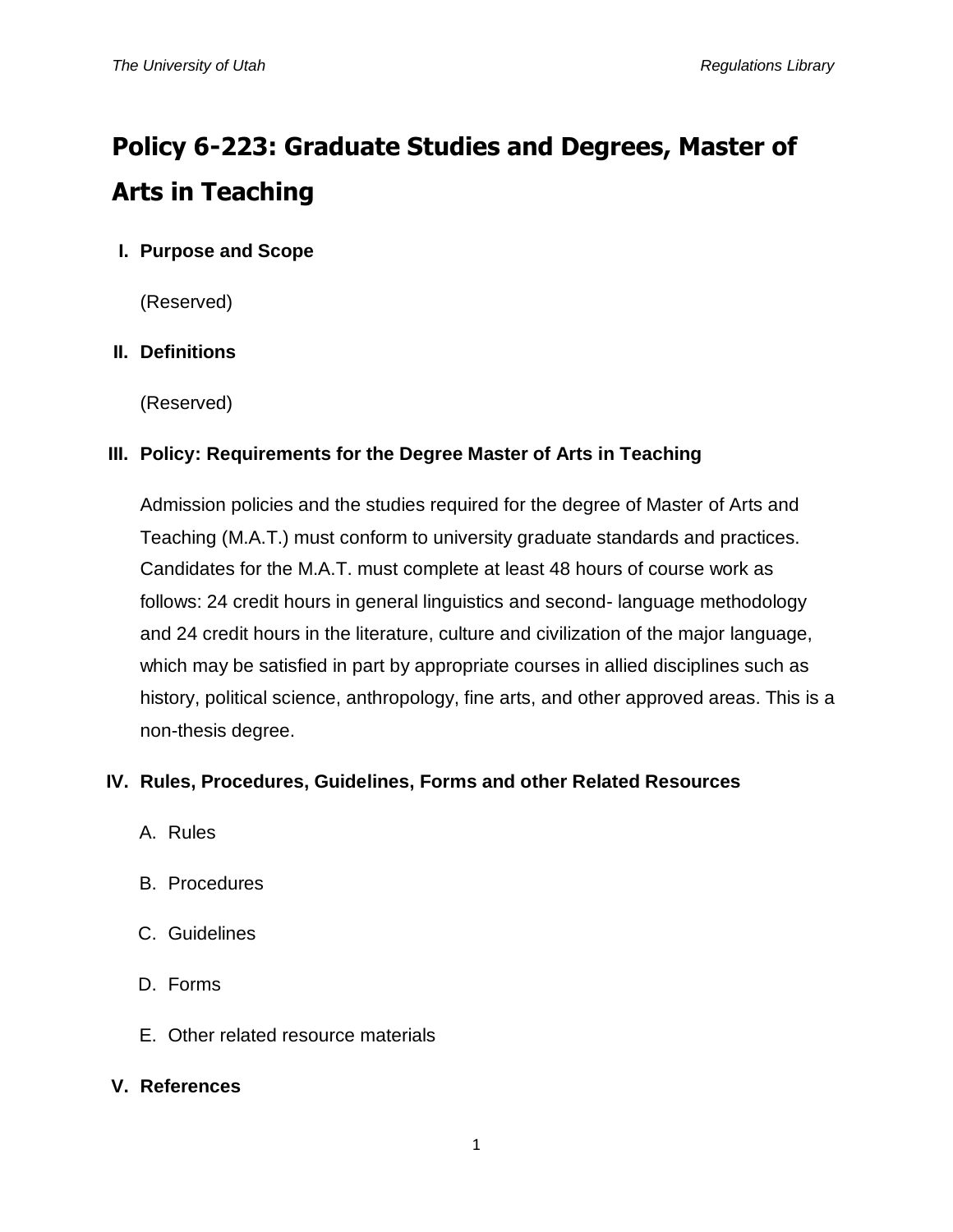# Policy 6-223: Graduate Studies and Degrees, Master of Arts in Teaching

## I. Purpose and Scope

(Reserved)

## II. Definitions

(Reserved)

## III. Policy: Requirements for the Degree Master of Arts in Teaching

Admission policies and the studies required for the degree of Master of Arts and Teaching (M.A.T.) must conform to university graduate standards and practices. Candidates for the M.A.T. must complete at least 48 hours of course work as follows: 24 credit hours in general linguistics and second- language methodology and 24 credit hours in the literature, culture and civilization of the major language, which may be satisfied in part by appropriate courses in allied disciplines such as history, political science, anthropology, fine arts, and other approved areas. This is a non-thesis degree.

## IV. Rules, Procedures, Guidelines, Forms and other Related Resources

A. Rules

B. Procedures

C. Guidelines

D. Forms

E. Other related resource materials

## V. References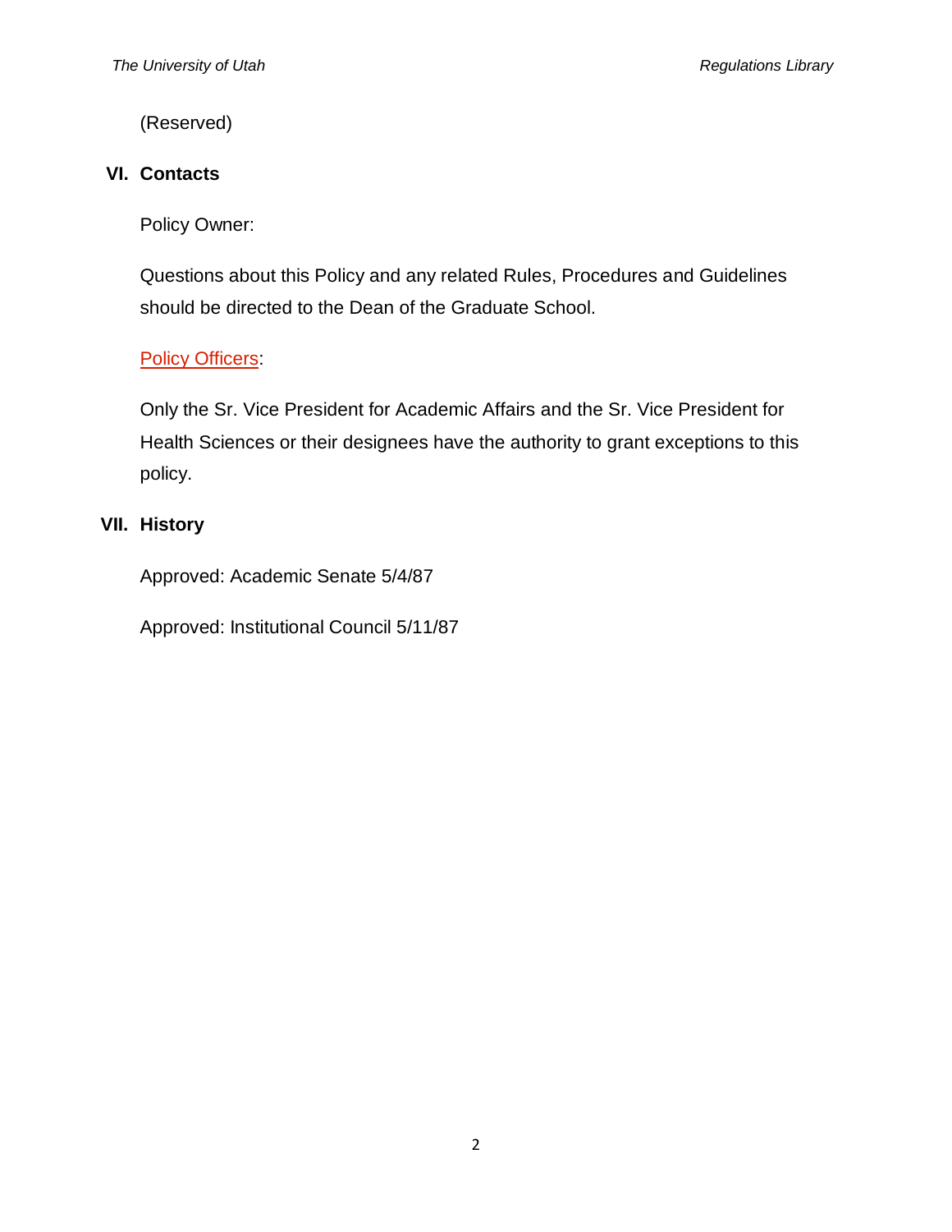(Reserved)

## VI. Contacts

Policy Owner:

Questions about this Policy and any related Rules, Procedures and Guidelines should be directed to the Dean of the Graduate School.

Policy Officers:

Only the Sr. Vice President for Academic Affairs and the Sr. Vice President for Health Sciences or their designees have the authority to grant exceptions to this policy.

## VII. History

Approved: Academic Senate 5/4/87

Approved: Institutional Council 5/11/87